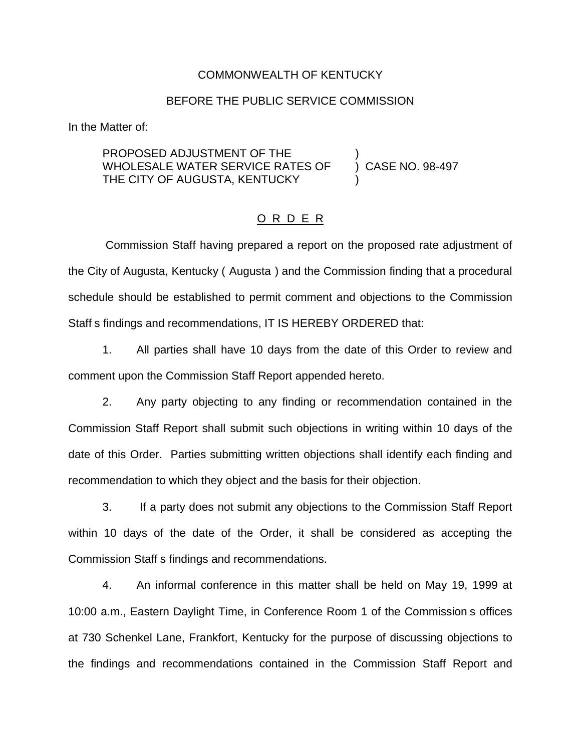COMMONWEALTH OF KENTUCKY

BEFORE THE PUBLIC SERVICE COMMISSION

In the Matter of:

PROPOSED ADJUSTMENT OF THE WHOLESALE WATER SERVICE RATES OF THE CITY OF AUGUSTA, KENTUCKY ) CASE NO. 98-497

O R D E R

Commission Staff having prepared a report on the proposed rate adjustment of the City of Augusta, Kentucky ( Augusta ) and the Commission finding that a procedural schedule should be established to permit comment and objections to the Commission Staff s findings and recommendations, IT IS HEREBY ORDERED that:

1. All parties shall have 10 days from the date of this Order to review and comment upon the Commission Staff Report appended hereto.

2. Any party objecting to any finding or recommendation contained in the Commission Staff Report shall submit such objections in writing within 10 days of the date of this Order. Parties submitting written objections shall identify each finding and recommendation to which they object and the basis for their objection.

3. If a party does not submit any objections to the Commission Staff Report within 10 days of the date of the Order, it shall be considered as accepting the Commission Staff s findings and recommendations.

4. An informal conference in this matter shall be held on May 19, 1999 at 10:00 a.m., Eastern Daylight Time, in Conference Room 1 of the Commission s offices at 730 Schenkel Lane, Frankfort, Kentucky for the purpose of discussing objections to the findings and recommendations contained in the Commission Staff Report and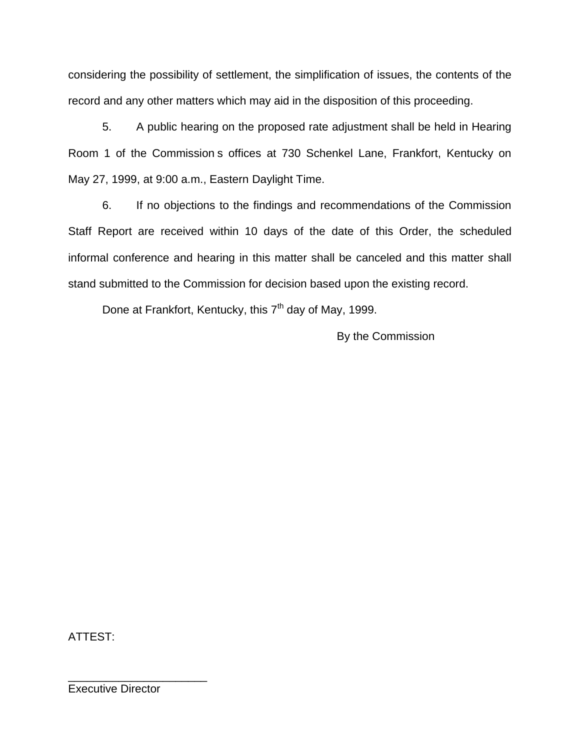considering the possibility of settlement, the simplification of issues, the contents of the record and any other matters which may aid in the disposition of this proceeding.

5. A public hearing on the proposed rate adjustment shall be held in Hearing Room 1 of the Commission s offices at 730 Schenkel Lane, Frankfort, Kentucky on May 27, 1999, at 9:00 a.m., Eastern Daylight Time.

6. If no objections to the findings and recommendations of the Commission Staff Report are received within 10 days of the date of this Order, the scheduled informal conference and hearing in this matter shall be canceled and this matter shall stand submitted to the Commission for decision based upon the existing record.

Done at Frankfort, Kentucky, this 7th day of May, 1999.

By the Commission

ATTEST:

______________________

Executive Director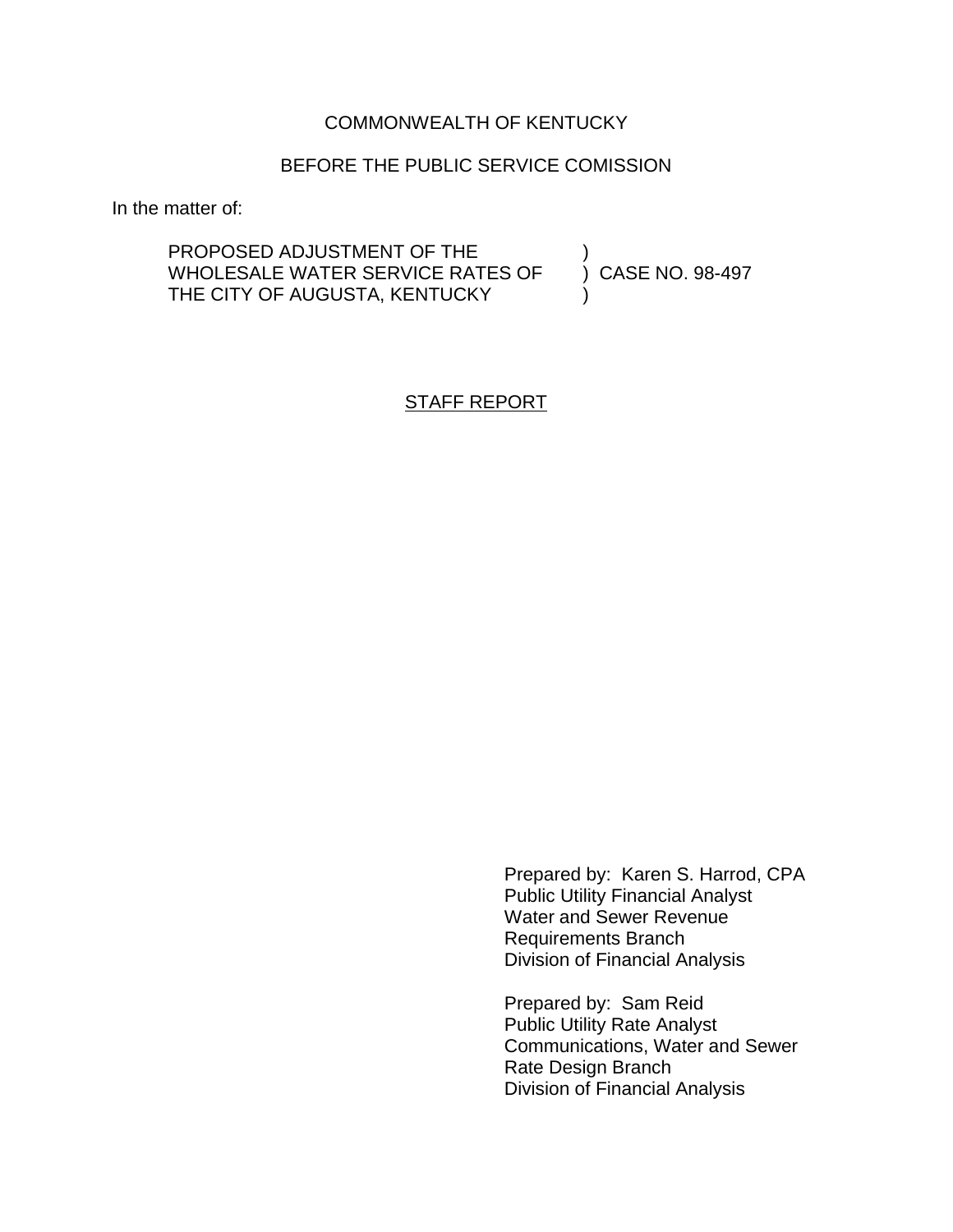COMMONWEALTH OF KENTUCKY

BEFORE THE PUBLIC SERVICE COMISSION

In the matter of:

| | | |
|---|---|---|
| PROPOSED ADJUSTMENT OF THE | ) | |
| WHOLESALE WATER SERVICE RATES OF | ) | CASE NO. 98-497 |
| THE CITY OF AUGUSTA, KENTUCKY | ) | |

STAFF REPORT

Prepared by: Karen S. Harrod, CPA
Public Utility Financial Analyst
Water and Sewer Revenue
Requirements Branch
Division of Financial Analysis

Prepared by: Sam Reid
Public Utility Rate Analyst
Communications, Water and Sewer
Rate Design Branch
Division of Financial Analysis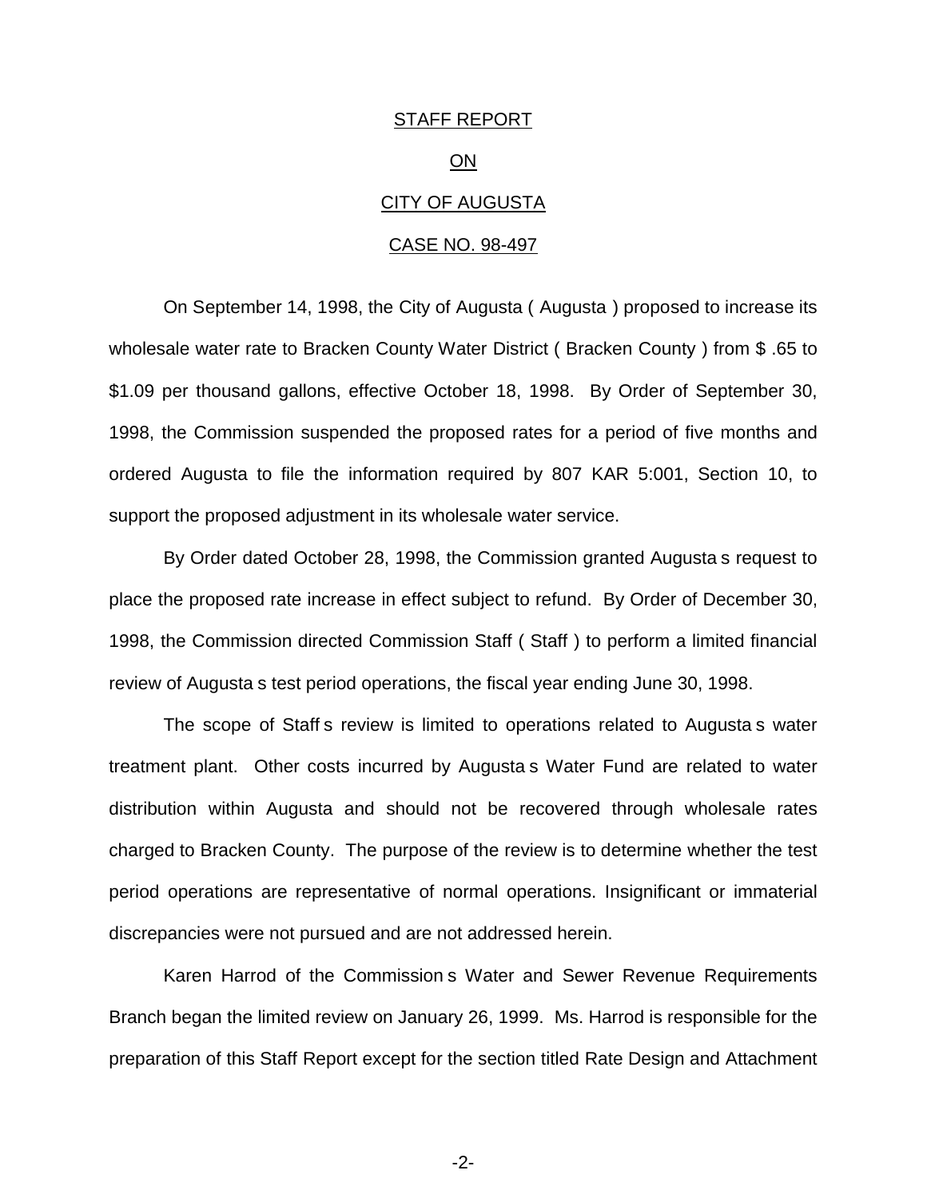STAFF REPORT

ON

CITY OF AUGUSTA

CASE NO. 98-497

On September 14, 1998, the City of Augusta ( Augusta ) proposed to increase its wholesale water rate to Bracken County Water District ( Bracken County ) from $ .65 to $1.09 per thousand gallons, effective October 18, 1998. By Order of September 30, 1998, the Commission suspended the proposed rates for a period of five months and ordered Augusta to file the information required by 807 KAR 5:001, Section 10, to support the proposed adjustment in its wholesale water service.

By Order dated October 28, 1998, the Commission granted Augusta s request to place the proposed rate increase in effect subject to refund. By Order of December 30, 1998, the Commission directed Commission Staff ( Staff ) to perform a limited financial review of Augusta s test period operations, the fiscal year ending June 30, 1998.

The scope of Staff s review is limited to operations related to Augusta s water treatment plant. Other costs incurred by Augusta s Water Fund are related to water distribution within Augusta and should not be recovered through wholesale rates charged to Bracken County. The purpose of the review is to determine whether the test period operations are representative of normal operations. Insignificant or immaterial discrepancies were not pursued and are not addressed herein.

Karen Harrod of the Commission s Water and Sewer Revenue Requirements Branch began the limited review on January 26, 1999. Ms. Harrod is responsible for the preparation of this Staff Report except for the section titled Rate Design and Attachment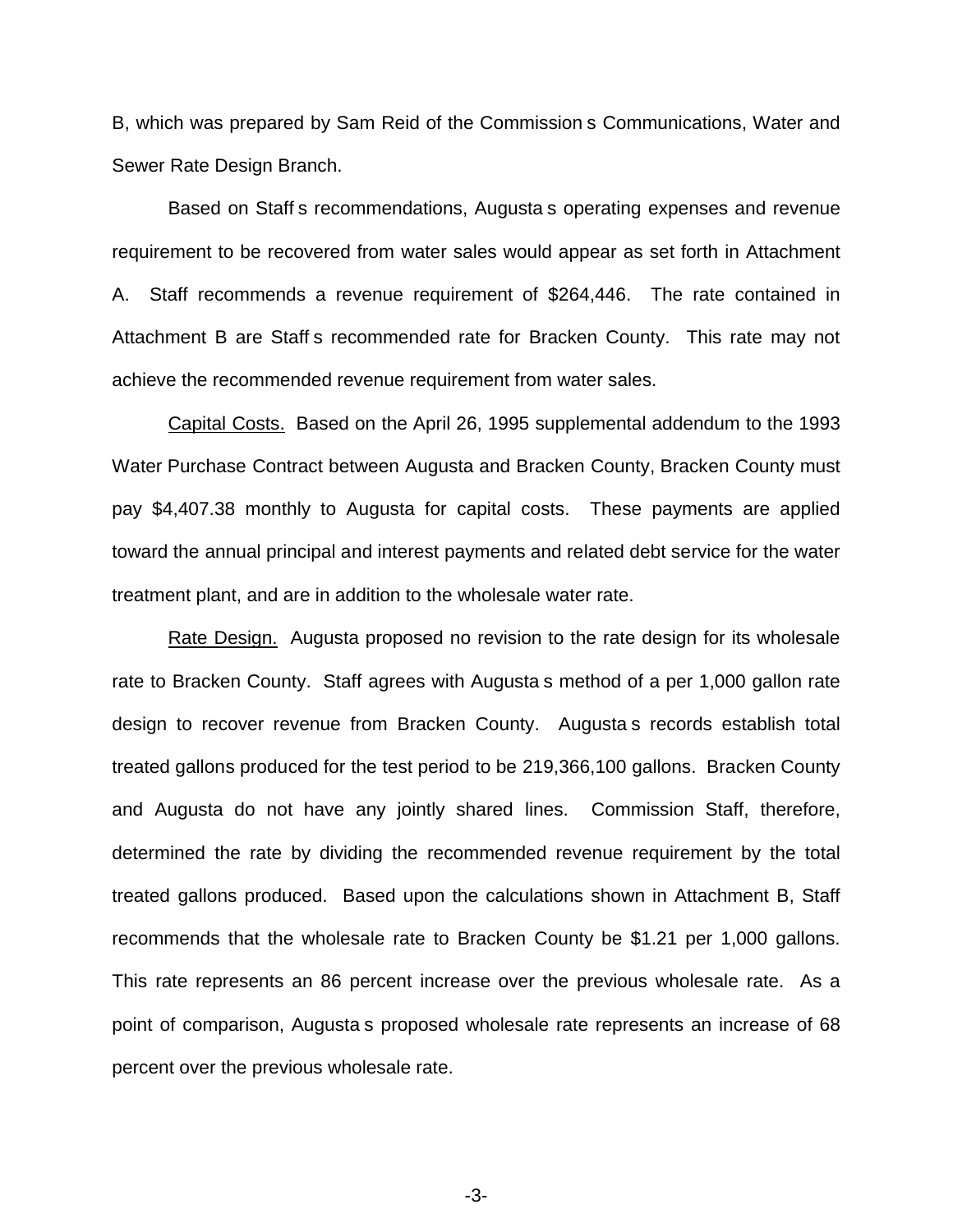B, which was prepared by Sam Reid of the Commission s Communications, Water and Sewer Rate Design Branch.

Based on Staff s recommendations, Augusta s operating expenses and revenue requirement to be recovered from water sales would appear as set forth in Attachment A. Staff recommends a revenue requirement of $264,446. The rate contained in Attachment B are Staff s recommended rate for Bracken County. This rate may not achieve the recommended revenue requirement from water sales.

Capital Costs. Based on the April 26, 1995 supplemental addendum to the 1993 Water Purchase Contract between Augusta and Bracken County, Bracken County must pay $4,407.38 monthly to Augusta for capital costs. These payments are applied toward the annual principal and interest payments and related debt service for the water treatment plant, and are in addition to the wholesale water rate.

Rate Design. Augusta proposed no revision to the rate design for its wholesale rate to Bracken County. Staff agrees with Augusta s method of a per 1,000 gallon rate design to recover revenue from Bracken County. Augusta s records establish total treated gallons produced for the test period to be 219,366,100 gallons. Bracken County and Augusta do not have any jointly shared lines. Commission Staff, therefore, determined the rate by dividing the recommended revenue requirement by the total treated gallons produced. Based upon the calculations shown in Attachment B, Staff recommends that the wholesale rate to Bracken County be $1.21 per 1,000 gallons. This rate represents an 86 percent increase over the previous wholesale rate. As a point of comparison, Augusta s proposed wholesale rate represents an increase of 68 percent over the previous wholesale rate.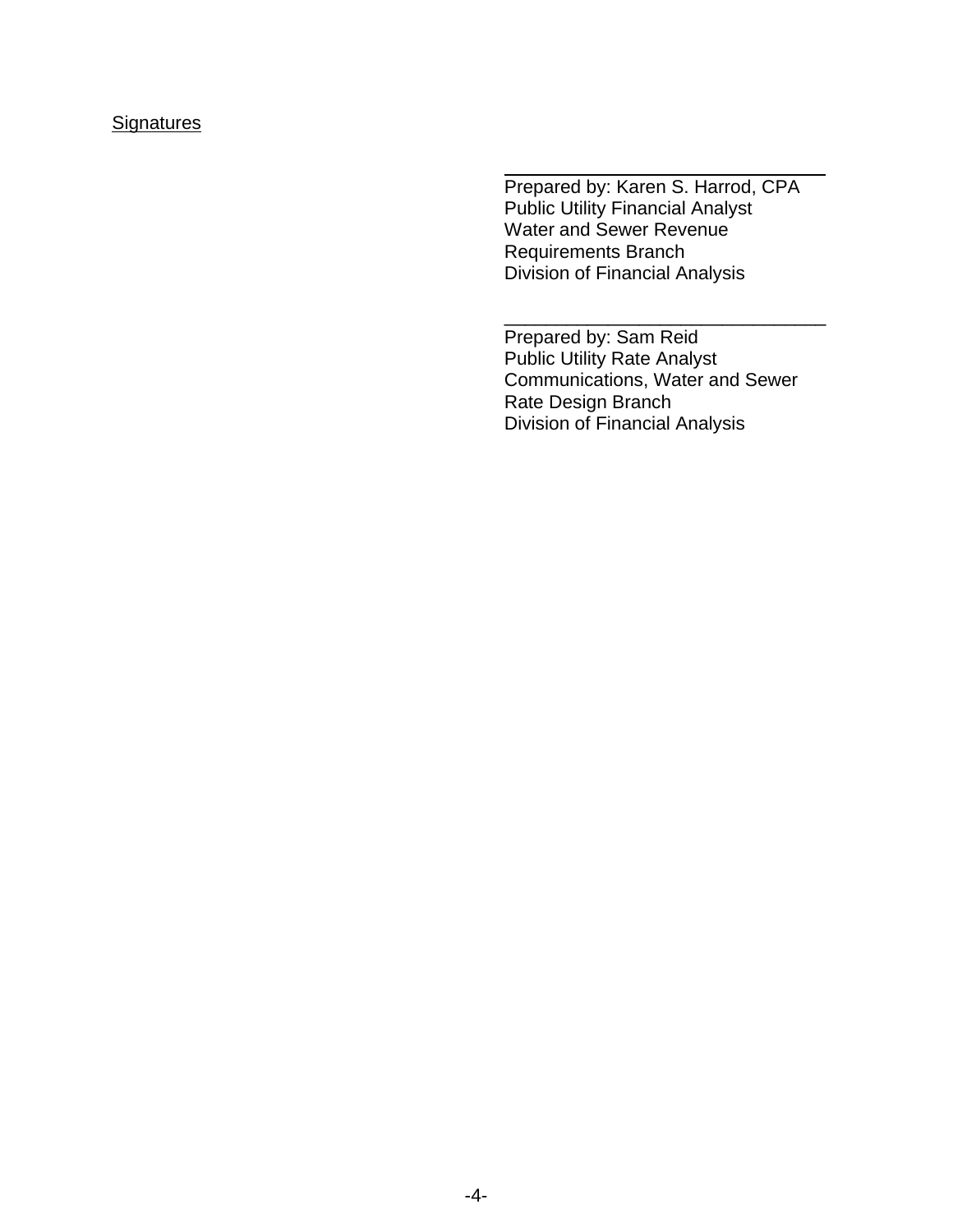Signatures

\_\_\_\_\_\_\_\_\_\_\_\_\_\_\_\_\_\_\_\_\_\_\_\_\_\_\_\_\_\_\_\_

Prepared by: Karen S. Harrod, CPA
Public Utility Financial Analyst
Water and Sewer Revenue
Requirements Branch
Division of Financial Analysis

\_\_\_\_\_\_\_\_\_\_\_\_\_\_\_\_\_\_\_\_\_\_\_\_\_\_\_\_\_\_\_\_

Prepared by: Sam Reid
Public Utility Rate Analyst
Communications, Water and Sewer
Rate Design Branch
Division of Financial Analysis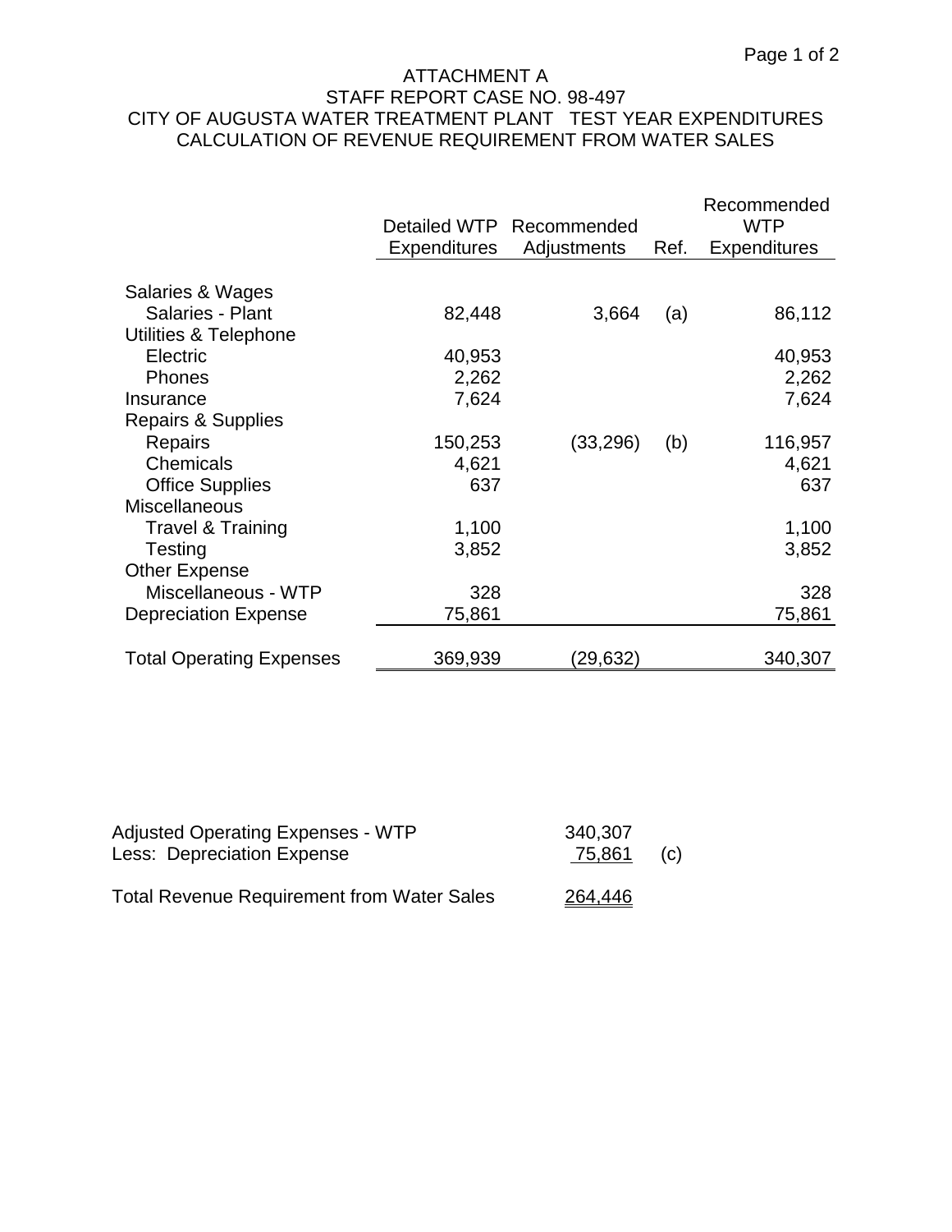# ATTACHMENT A
## STAFF REPORT CASE NO. 98-497
## CITY OF AUGUSTA WATER TREATMENT PLANT TEST YEAR EXPENDITURES
## CALCULATION OF REVENUE REQUIREMENT FROM WATER SALES

| | Detailed WTP Expenditures | Recommended Adjustments | Ref. | Recommended WTP Expenditures |
|---|---|---|---|---|
| Salaries & Wages | | | | |
| Salaries - Plant | 82,448 | 3,664 | (a) | 86,112 |
| Utilities & Telephone | | | | |
| Electric | 40,953 | | | 40,953 |
| Phones | 2,262 | | | 2,262 |
| Insurance | 7,624 | | | 7,624 |
| Repairs & Supplies | | | | |
| Repairs | 150,253 | (33,296) | (b) | 116,957 |
| Chemicals | 4,621 | | | 4,621 |
| Office Supplies | 637 | | | 637 |
| Miscellaneous | | | | |
| Travel & Training | 1,100 | | | 1,100 |
| Testing | 3,852 | | | 3,852 |
| Other Expense | | | | |
| Miscellaneous - WTP | 328 | | | 328 |
| Depreciation Expense | 75,861 | | | 75,861 |
| Total Operating Expenses | 369,939 | (29,632) | | 340,307 |

| | | |
|---|---|---|
| Adjusted Operating Expenses - WTP | 340,307 | |
| Less: Depreciation Expense | 75,861 | (c) |
| Total Revenue Requirement from Water Sales | 264,446 | |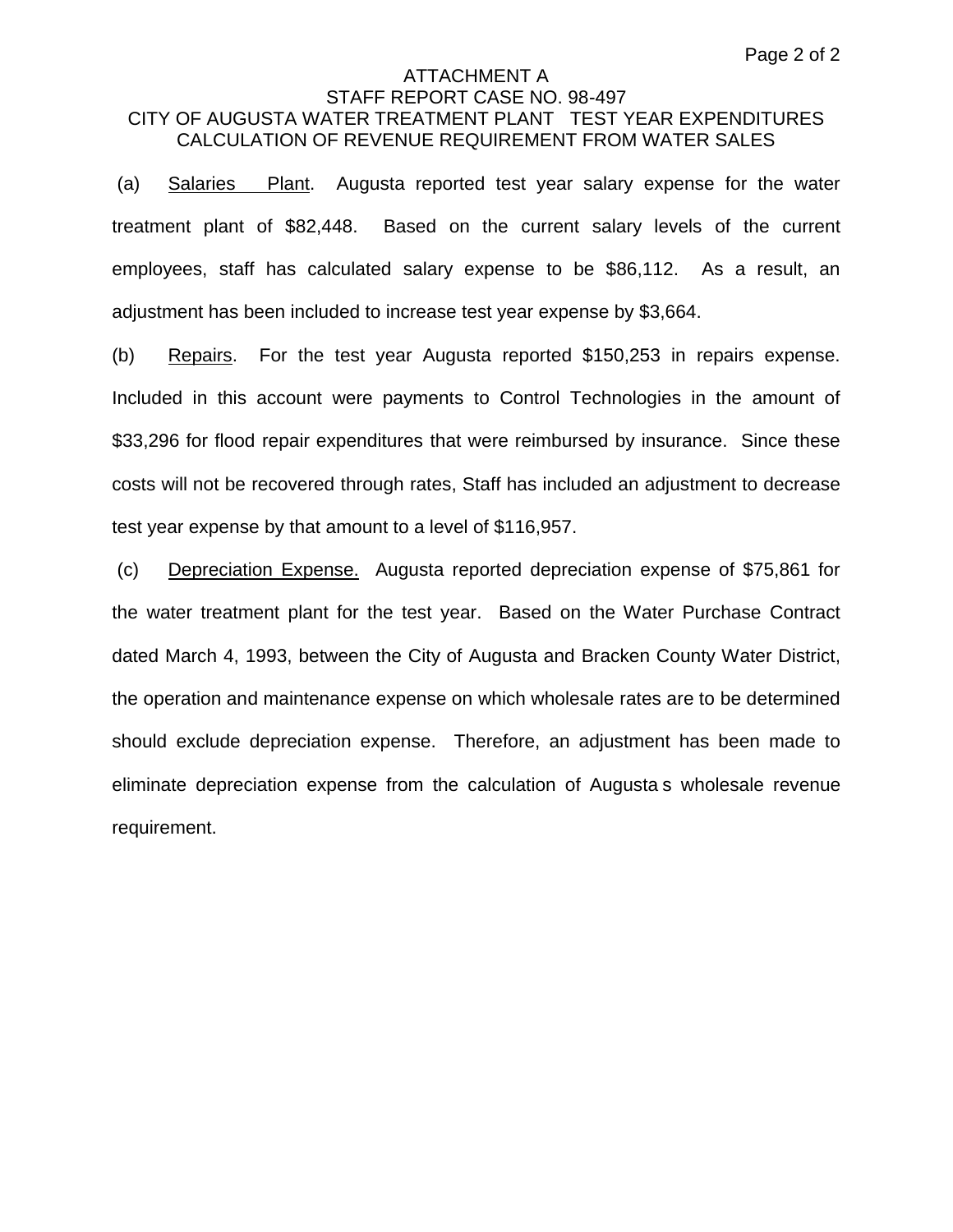ATTACHMENT A
STAFF REPORT CASE NO. 98-497
CITY OF AUGUSTA WATER TREATMENT PLANT TEST YEAR EXPENDITURES
CALCULATION OF REVENUE REQUIREMENT FROM WATER SALES

(a) Salaries Plant. Augusta reported test year salary expense for the water treatment plant of $82,448. Based on the current salary levels of the current employees, staff has calculated salary expense to be $86,112. As a result, an adjustment has been included to increase test year expense by $3,664.

(b) Repairs. For the test year Augusta reported $150,253 in repairs expense. Included in this account were payments to Control Technologies in the amount of $33,296 for flood repair expenditures that were reimbursed by insurance. Since these costs will not be recovered through rates, Staff has included an adjustment to decrease test year expense by that amount to a level of $116,957.

(c) Depreciation Expense. Augusta reported depreciation expense of $75,861 for the water treatment plant for the test year. Based on the Water Purchase Contract dated March 4, 1993, between the City of Augusta and Bracken County Water District, the operation and maintenance expense on which wholesale rates are to be determined should exclude depreciation expense. Therefore, an adjustment has been made to eliminate depreciation expense from the calculation of Augusta s wholesale revenue requirement.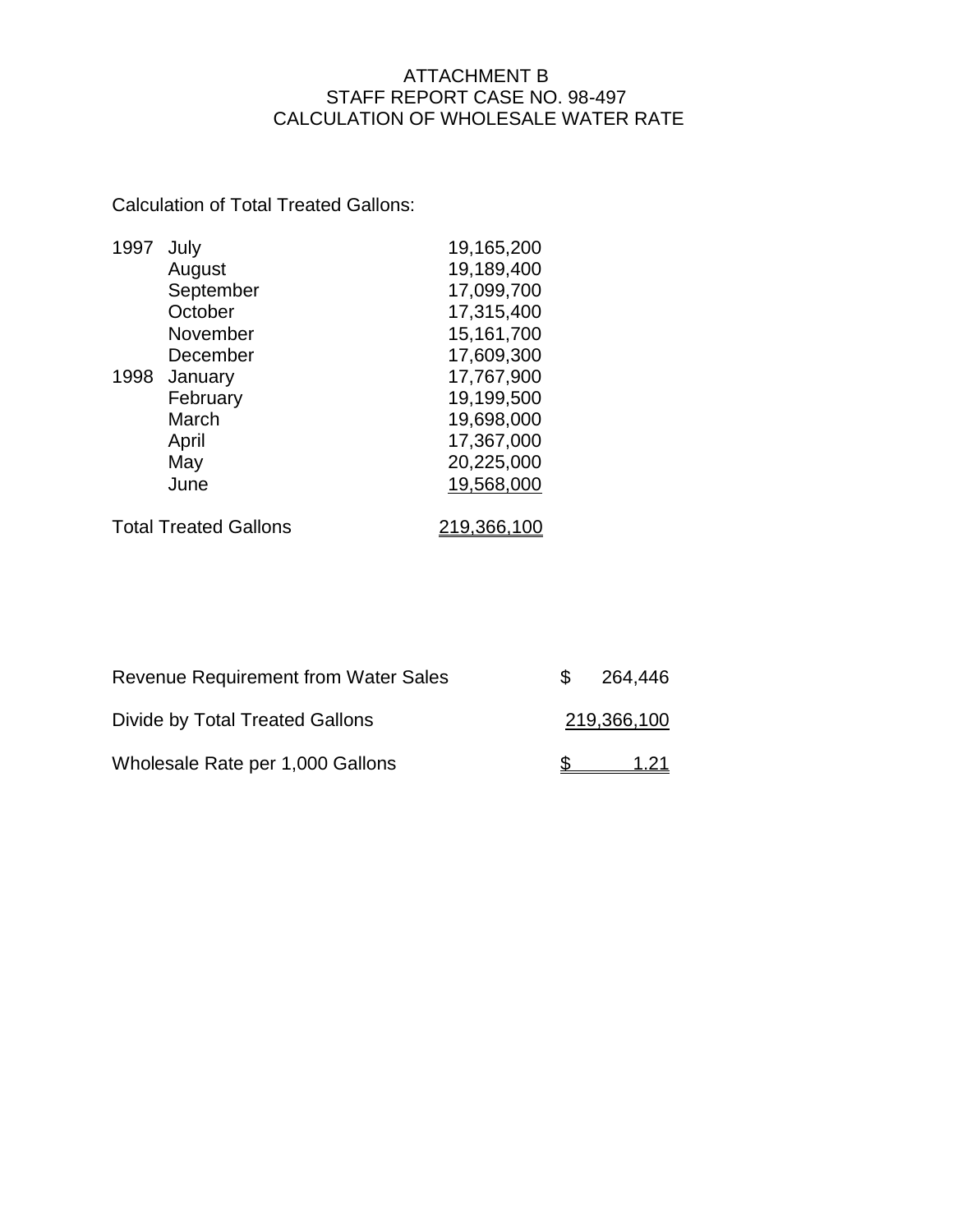ATTACHMENT B
STAFF REPORT CASE NO. 98-497
CALCULATION OF WHOLESALE WATER RATE

Calculation of Total Treated Gallons:

| | | |
|---|---|---|
| 1997 | July | 19,165,200 |
| | August | 19,189,400 |
| | September | 17,099,700 |
| | October | 17,315,400 |
| | November | 15,161,700 |
| | December | 17,609,300 |
| 1998 | January | 17,767,900 |
| | February | 19,199,500 |
| | March | 19,698,000 |
| | April | 17,367,000 |
| | May | 20,225,000 |
| | June | 19,568,000 |
| Total Treated Gallons | | 219,366,100 |

| | |
|---|---|
| Revenue Requirement from Water Sales | $ 264,446 |
| Divide by Total Treated Gallons | 219,366,100 |
| Wholesale Rate per 1,000 Gallons | $ 1.21 |